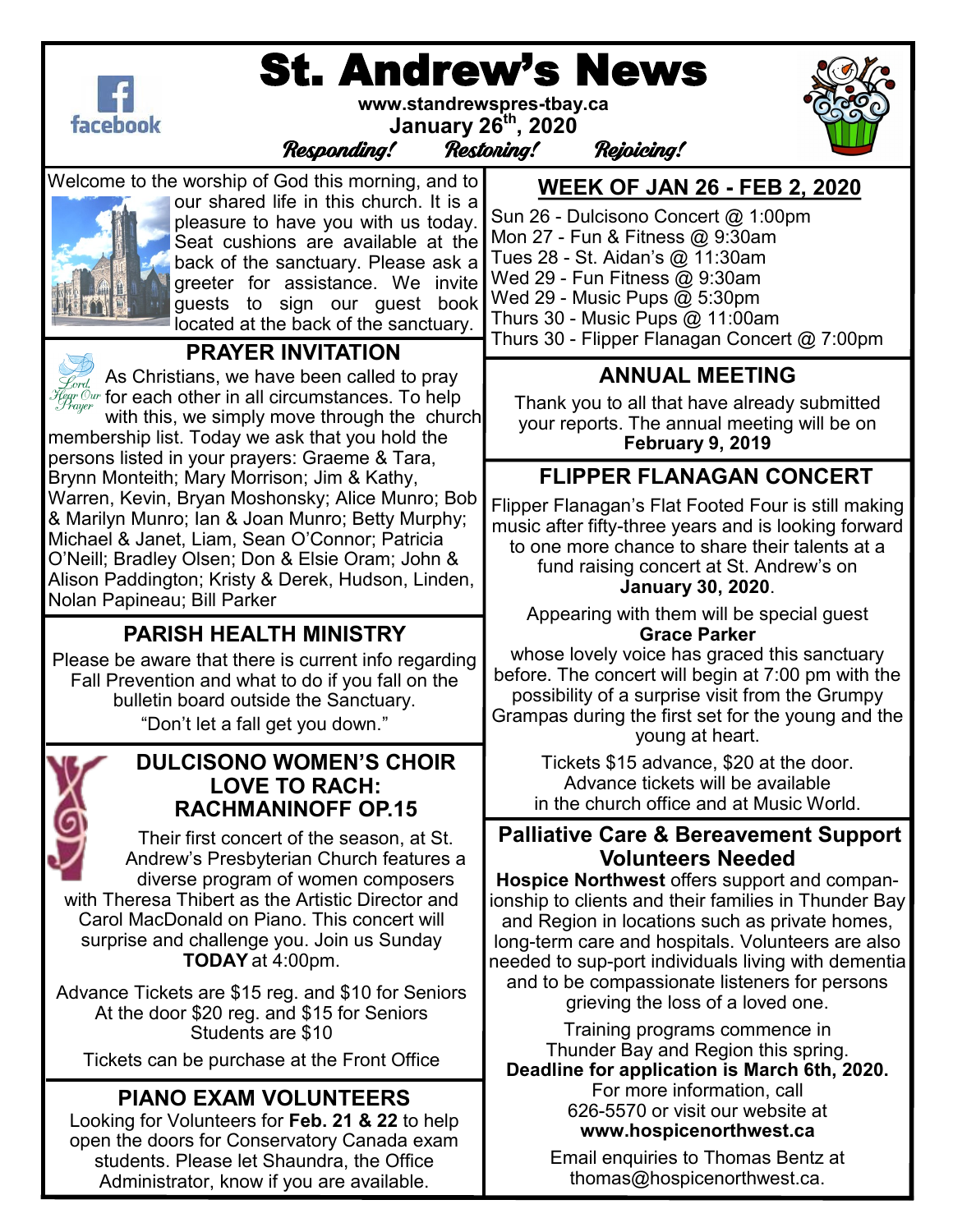# St. Andrew's News

www.standrewspres-tbay.ca

January 26th, 2020

*Responding! Restoring! Rejoicing!*

Welcome to the worship of God this morning, and to our shared life in this church. It is a pleasure to have you with us today. Seat cushions are available at the back of the sanctuary. Please ask a greeter for assistance. We invite guests to sign our guest book located at the back of the sanctuary.

## PRAYER INVITATION

As Christians, we have been called to pray for each other in all circumstances. To help with this, we simply move through the church membership list. Today we ask that you hold the persons listed in your prayers: Graeme & Tara, Brynn Monteith; Mary Morrison; Jim & Kathy, Warren, Kevin, Bryan Moshonsky; Alice Munro; Bob & Marilyn Munro; Ian & Joan Munro; Betty Murphy; Michael & Janet, Liam, Sean O'Connor; Patricia O'Neill; Bradley Olsen; Don & Elsie Oram; John & Alison Paddington; Kristy & Derek, Hudson, Linden, Nolan Papineau; Bill Parker

## PARISH HEALTH MINISTRY

Please be aware that there is current info regarding Fall Prevention and what to do if you fall on the bulletin board outside the Sanctuary.

"Don't let a fall get you down."

## DULCISONO WOMEN'S CHOIR LOVE TO RACH: RACHMANINOFF OP.15

Their first concert of the season, at St. Andrew's Presbyterian Church features a diverse program of women composers with Theresa Thibert as the Artistic Director and Carol MacDonald on Piano. This concert will surprise and challenge you. Join us Sunday **TODAY** at 4:00pm.

Advance Tickets are $15 reg. and $10 for Seniors
At the door $20 reg. and $15 for Seniors
Students are $10

Tickets can be purchase at the Front Office

## PIANO EXAM VOLUNTEERS

Looking for Volunteers for **Feb. 21 & 22** to help open the doors for Conservatory Canada exam students. Please let Shaundra, the Office Administrator, know if you are available.

## WEEK OF JAN 26 - FEB 2, 2020

Sun 26 - Dulcisono Concert @ 1:00pm
Mon 27 - Fun & Fitness @ 9:30am
Tues 28 - St. Aidan's @ 11:30am
Wed 29 - Fun Fitness @ 9:30am
Wed 29 - Music Pups @ 5:30pm
Thurs 30 - Music Pups @ 11:00am
Thurs 30 - Flipper Flanagan Concert @ 7:00pm

## ANNUAL MEETING

Thank you to all that have already submitted your reports. The annual meeting will be on **February 9, 2019**

## FLIPPER FLANAGAN CONCERT

Flipper Flanagan's Flat Footed Four is still making music after fifty-three years and is looking forward to one more chance to share their talents at a fund raising concert at St. Andrew's on **January 30, 2020**.

Appearing with them will be special guest **Grace Parker** whose lovely voice has graced this sanctuary before. The concert will begin at 7:00 pm with the possibility of a surprise visit from the Grumpy Grampas during the first set for the young and the young at heart.

Tickets $15 advance, $20 at the door. Advance tickets will be available in the church office and at Music World.

## Palliative Care & Bereavement Support Volunteers Needed

**Hospice Northwest** offers support and companionship to clients and their families in Thunder Bay and Region in locations such as private homes, long-term care and hospitals. Volunteers are also needed to sup-port individuals living with dementia and to be compassionate listeners for persons grieving the loss of a loved one.

Training programs commence in Thunder Bay and Region this spring.
**Deadline for application is March 6th, 2020.**
For more information, call 626-5570 or visit our website at **www.hospicenorthwest.ca**

Email enquiries to Thomas Bentz at thomas@hospicenorthwest.ca.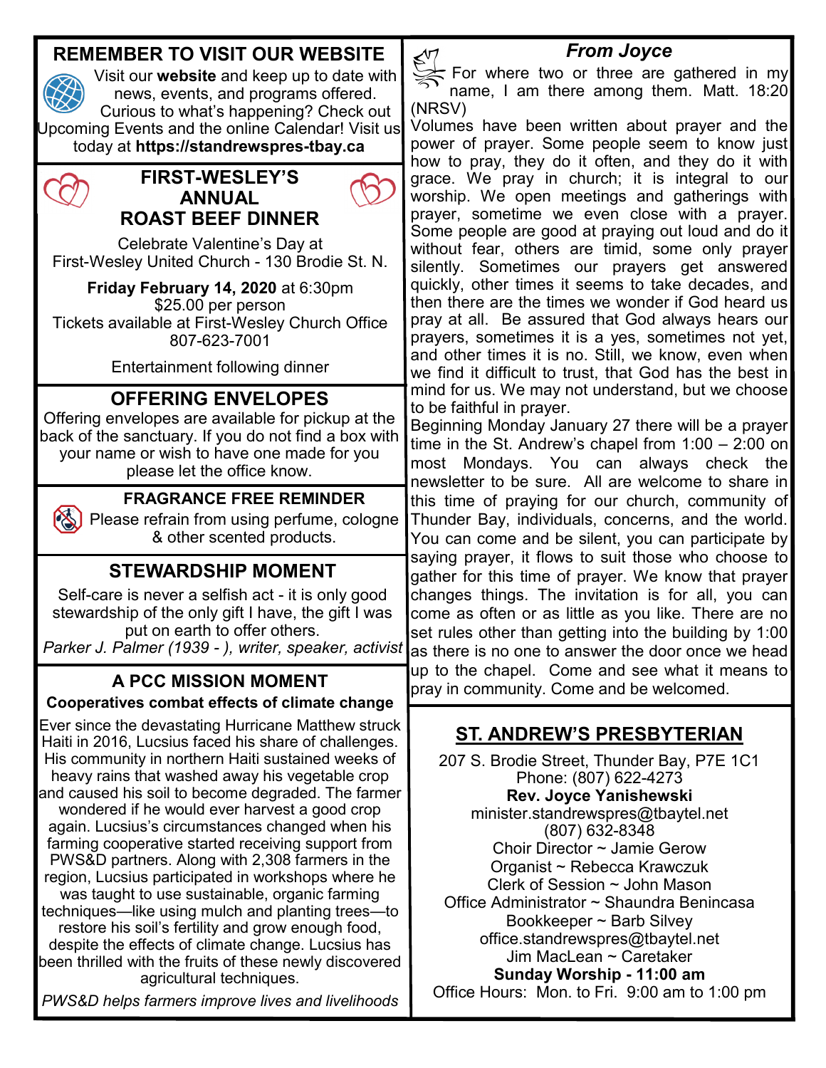## REMEMBER TO VISIT OUR WEBSITE

Visit our **website** and keep up to date with news, events, and programs offered. Curious to what's happening? Check out Upcoming Events and the online Calendar! Visit us today at **https://standrewspres-tbay.ca**

## FIRST-WESLEY'S ANNUAL ROAST BEEF DINNER

Celebrate Valentine's Day at First-Wesley United Church - 130 Brodie St. N.

**Friday February 14, 2020** at 6:30pm
$25.00 per person
Tickets available at First-Wesley Church Office
807-623-7001

Entertainment following dinner

## OFFERING ENVELOPES

Offering envelopes are available for pickup at the back of the sanctuary. If you do not find a box with your name or wish to have one made for you please let the office know.

### FRAGRANCE FREE REMINDER

Please refrain from using perfume, cologne & other scented products.

## STEWARDSHIP MOMENT

Self-care is never a selfish act - it is only good stewardship of the only gift I have, the gift I was put on earth to offer others.
*Parker J. Palmer (1939 - ), writer, speaker, activist*

## A PCC MISSION MOMENT

**Cooperatives combat effects of climate change**

Ever since the devastating Hurricane Matthew struck Haiti in 2016, Lucsius faced his share of challenges. His community in northern Haiti sustained weeks of heavy rains that washed away his vegetable crop and caused his soil to become degraded. The farmer wondered if he would ever harvest a good crop again. Lucsius's circumstances changed when his farming cooperative started receiving support from PWS&D partners. Along with 2,308 farmers in the region, Lucsius participated in workshops where he was taught to use sustainable, organic farming techniques—like using mulch and planting trees—to restore his soil's fertility and grow enough food, despite the effects of climate change. Lucsius has been thrilled with the fruits of these newly discovered agricultural techniques.

*PWS&D helps farmers improve lives and livelihoods*

## *From Joyce*

For where two or three are gathered in my name, I am there among them. Matt. 18:20 (NRSV)

Volumes have been written about prayer and the power of prayer. Some people seem to know just how to pray, they do it often, and they do it with grace. We pray in church; it is integral to our worship. We open meetings and gatherings with prayer, sometime we even close with a prayer. Some people are good at praying out loud and do it without fear, others are timid, some only prayer silently. Sometimes our prayers get answered quickly, other times it seems to take decades, and then there are the times we wonder if God heard us pray at all. Be assured that God always hears our prayers, sometimes it is a yes, sometimes not yet, and other times it is no. Still, we know, even when we find it difficult to trust, that God has the best in mind for us. We may not understand, but we choose to be faithful in prayer.

Beginning Monday January 27 there will be a prayer time in the St. Andrew's chapel from 1:00 – 2:00 on most Mondays. You can always check the newsletter to be sure. All are welcome to share in this time of praying for our church, community of Thunder Bay, individuals, concerns, and the world. You can come and be silent, you can participate by saying prayer, it flows to suit those who choose to gather for this time of prayer. We know that prayer changes things. The invitation is for all, you can come as often or as little as you like. There are no set rules other than getting into the building by 1:00 as there is no one to answer the door once we head up to the chapel. Come and see what it means to pray in community. Come and be welcomed.

## ST. ANDREW'S PRESBYTERIAN

207 S. Brodie Street, Thunder Bay, P7E 1C1
Phone: (807) 622-4273
**Rev. Joyce Yanishewski**
minister.standrewspres@tbaytel.net
(807) 632-8348
Choir Director ~ Jamie Gerow
Organist ~ Rebecca Krawczuk
Clerk of Session ~ John Mason
Office Administrator ~ Shaundra Benincasa
Bookkeeper ~ Barb Silvey
office.standrewspres@tbaytel.net
Jim MacLean ~ Caretaker
**Sunday Worship - 11:00 am**
Office Hours: Mon. to Fri. 9:00 am to 1:00 pm